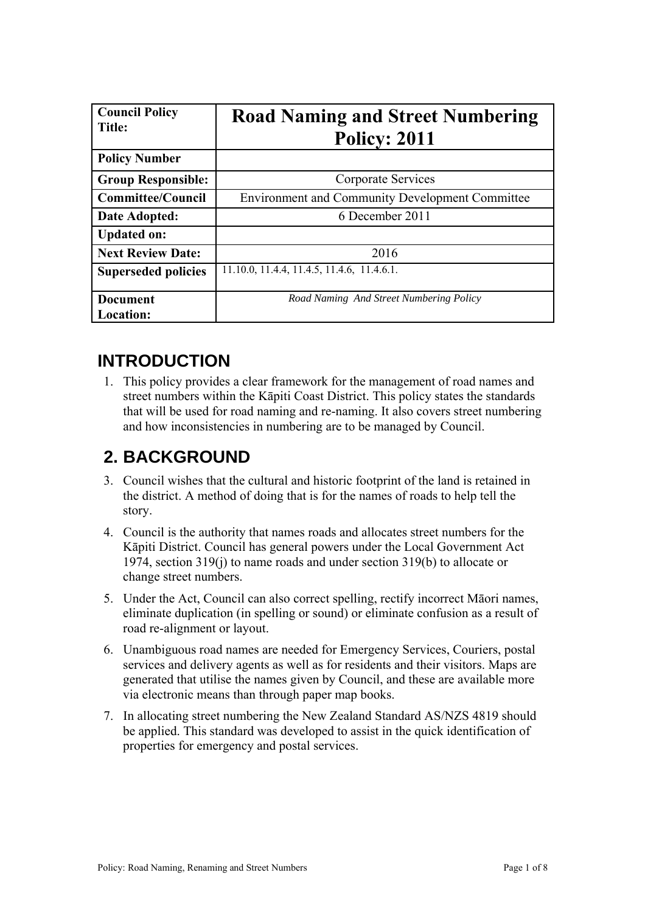| Council Policy Title: | Road Naming and Street Numbering Policy: 2011 |
|---|---|
| Policy Number | |
| Group Responsible: | Corporate Services |
| Committee/Council | Environment and Community Development Committee |
| Date Adopted: | 6 December 2011 |
| Updated on: | |
| Next Review Date: | 2016 |
| Superseded policies | 11.10.0, 11.4.4, 11.4.5, 11.4.6, 11.4.6.1. |
| Document Location: | *Road Naming And Street Numbering Policy* |

## INTRODUCTION

1. This policy provides a clear framework for the management of road names and street numbers within the Kāpiti Coast District. This policy states the standards that will be used for road naming and re-naming. It also covers street numbering and how inconsistencies in numbering are to be managed by Council.

## 2. BACKGROUND

3. Council wishes that the cultural and historic footprint of the land is retained in the district. A method of doing that is for the names of roads to help tell the story.
4. Council is the authority that names roads and allocates street numbers for the Kāpiti District. Council has general powers under the Local Government Act 1974, section 319(j) to name roads and under section 319(b) to allocate or change street numbers.
5. Under the Act, Council can also correct spelling, rectify incorrect Māori names, eliminate duplication (in spelling or sound) or eliminate confusion as a result of road re-alignment or layout.
6. Unambiguous road names are needed for Emergency Services, Couriers, postal services and delivery agents as well as for residents and their visitors. Maps are generated that utilise the names given by Council, and these are available more via electronic means than through paper map books.
7. In allocating street numbering the New Zealand Standard AS/NZS 4819 should be applied. This standard was developed to assist in the quick identification of properties for emergency and postal services.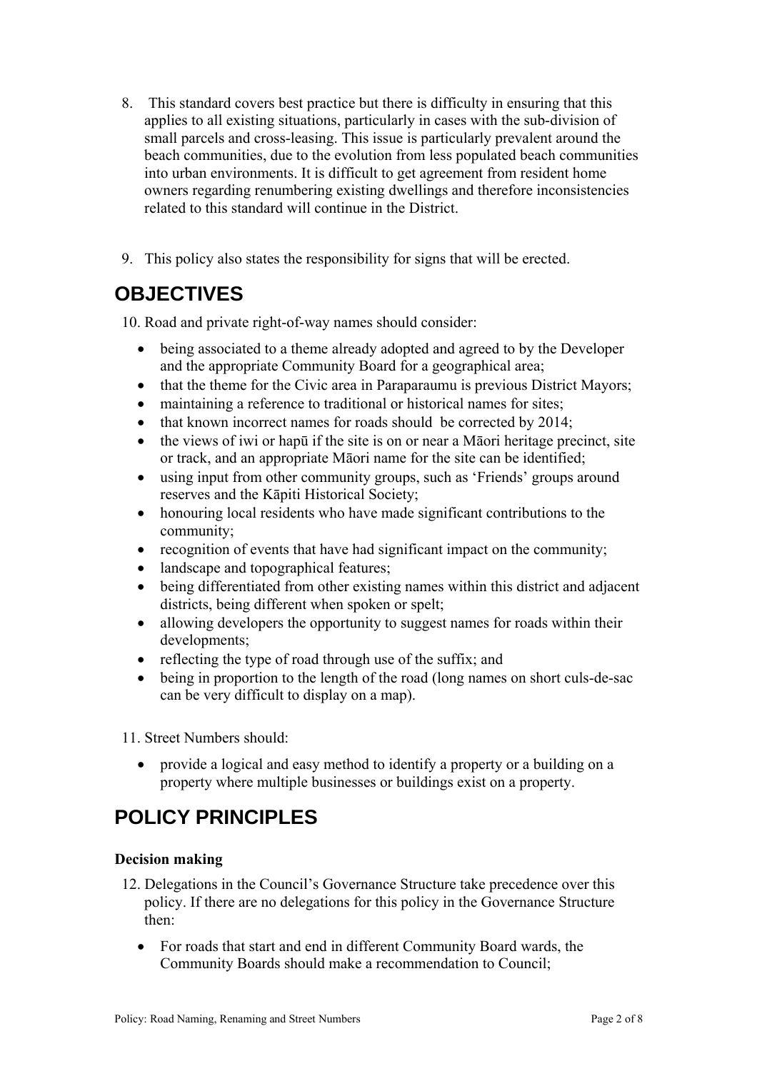8. This standard covers best practice but there is difficulty in ensuring that this applies to all existing situations, particularly in cases with the sub-division of small parcels and cross-leasing. This issue is particularly prevalent around the beach communities, due to the evolution from less populated beach communities into urban environments. It is difficult to get agreement from resident home owners regarding renumbering existing dwellings and therefore inconsistencies related to this standard will continue in the District.

9. This policy also states the responsibility for signs that will be erected.

## OBJECTIVES

10. Road and private right-of-way names should consider:

    - being associated to a theme already adopted and agreed to by the Developer and the appropriate Community Board for a geographical area;
    - that the theme for the Civic area in Paraparaumu is previous District Mayors;
    - maintaining a reference to traditional or historical names for sites;
    - that known incorrect names for roads should be corrected by 2014;
    - the views of iwi or hapū if the site is on or near a Māori heritage precinct, site or track, and an appropriate Māori name for the site can be identified;
    - using input from other community groups, such as 'Friends' groups around reserves and the Kāpiti Historical Society;
    - honouring local residents who have made significant contributions to the community;
    - recognition of events that have had significant impact on the community;
    - landscape and topographical features;
    - being differentiated from other existing names within this district and adjacent districts, being different when spoken or spelt;
    - allowing developers the opportunity to suggest names for roads within their developments;
    - reflecting the type of road through use of the suffix; and
    - being in proportion to the length of the road (long names on short culs-de-sac can be very difficult to display on a map).

11. Street Numbers should:

    - provide a logical and easy method to identify a property or a building on a property where multiple businesses or buildings exist on a property.

## POLICY PRINCIPLES

**Decision making**

12. Delegations in the Council's Governance Structure take precedence over this policy. If there are no delegations for this policy in the Governance Structure then:

    - For roads that start and end in different Community Board wards, the Community Boards should make a recommendation to Council;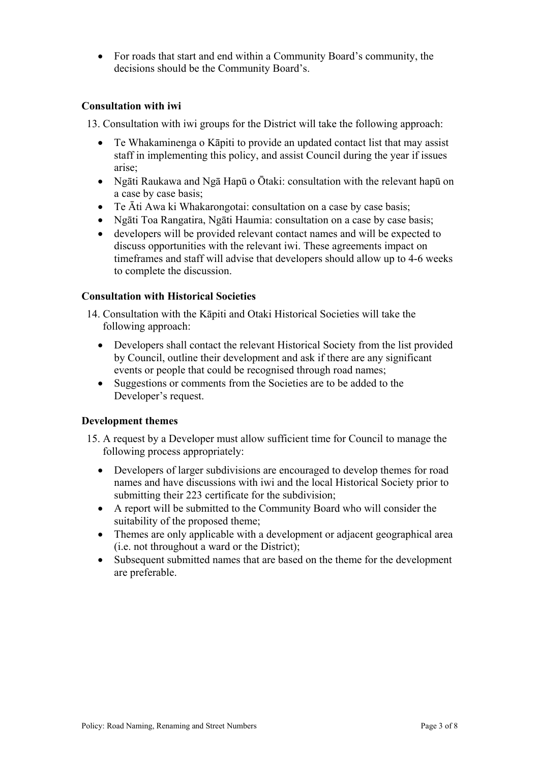- For roads that start and end within a Community Board's community, the decisions should be the Community Board's.

**Consultation with iwi**

13. Consultation with iwi groups for the District will take the following approach:

    - Te Whakaminenga o Kāpiti to provide an updated contact list that may assist staff in implementing this policy, and assist Council during the year if issues arise;
    - Ngāti Raukawa and Ngā Hapū o Ōtaki: consultation with the relevant hapū on a case by case basis;
    - Te Āti Awa ki Whakarongotai: consultation on a case by case basis;
    - Ngāti Toa Rangatira, Ngāti Haumia: consultation on a case by case basis;
    - developers will be provided relevant contact names and will be expected to discuss opportunities with the relevant iwi. These agreements impact on timeframes and staff will advise that developers should allow up to 4-6 weeks to complete the discussion.

**Consultation with Historical Societies**

14. Consultation with the Kāpiti and Otaki Historical Societies will take the following approach:

    - Developers shall contact the relevant Historical Society from the list provided by Council, outline their development and ask if there are any significant events or people that could be recognised through road names;
    - Suggestions or comments from the Societies are to be added to the Developer's request.

**Development themes**

15. A request by a Developer must allow sufficient time for Council to manage the following process appropriately:

    - Developers of larger subdivisions are encouraged to develop themes for road names and have discussions with iwi and the local Historical Society prior to submitting their 223 certificate for the subdivision;
    - A report will be submitted to the Community Board who will consider the suitability of the proposed theme;
    - Themes are only applicable with a development or adjacent geographical area (i.e. not throughout a ward or the District);
    - Subsequent submitted names that are based on the theme for the development are preferable.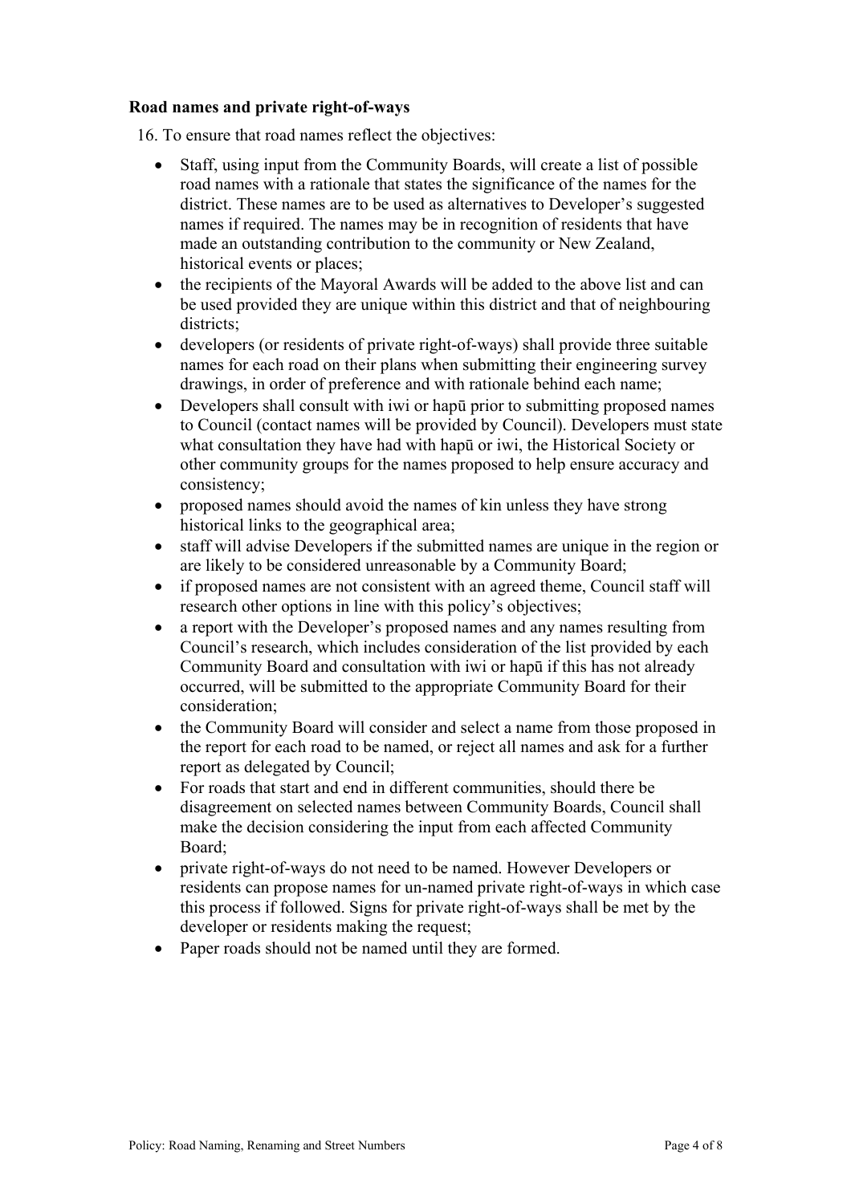**Road names and private right-of-ways**

16. To ensure that road names reflect the objectives:

- Staff, using input from the Community Boards, will create a list of possible road names with a rationale that states the significance of the names for the district. These names are to be used as alternatives to Developer's suggested names if required. The names may be in recognition of residents that have made an outstanding contribution to the community or New Zealand, historical events or places;
- the recipients of the Mayoral Awards will be added to the above list and can be used provided they are unique within this district and that of neighbouring districts;
- developers (or residents of private right-of-ways) shall provide three suitable names for each road on their plans when submitting their engineering survey drawings, in order of preference and with rationale behind each name;
- Developers shall consult with iwi or hapū prior to submitting proposed names to Council (contact names will be provided by Council). Developers must state what consultation they have had with hapū or iwi, the Historical Society or other community groups for the names proposed to help ensure accuracy and consistency;
- proposed names should avoid the names of kin unless they have strong historical links to the geographical area;
- staff will advise Developers if the submitted names are unique in the region or are likely to be considered unreasonable by a Community Board;
- if proposed names are not consistent with an agreed theme, Council staff will research other options in line with this policy's objectives;
- a report with the Developer's proposed names and any names resulting from Council's research, which includes consideration of the list provided by each Community Board and consultation with iwi or hapū if this has not already occurred, will be submitted to the appropriate Community Board for their consideration;
- the Community Board will consider and select a name from those proposed in the report for each road to be named, or reject all names and ask for a further report as delegated by Council;
- For roads that start and end in different communities, should there be disagreement on selected names between Community Boards, Council shall make the decision considering the input from each affected Community Board;
- private right-of-ways do not need to be named. However Developers or residents can propose names for un-named private right-of-ways in which case this process if followed. Signs for private right-of-ways shall be met by the developer or residents making the request;
- Paper roads should not be named until they are formed.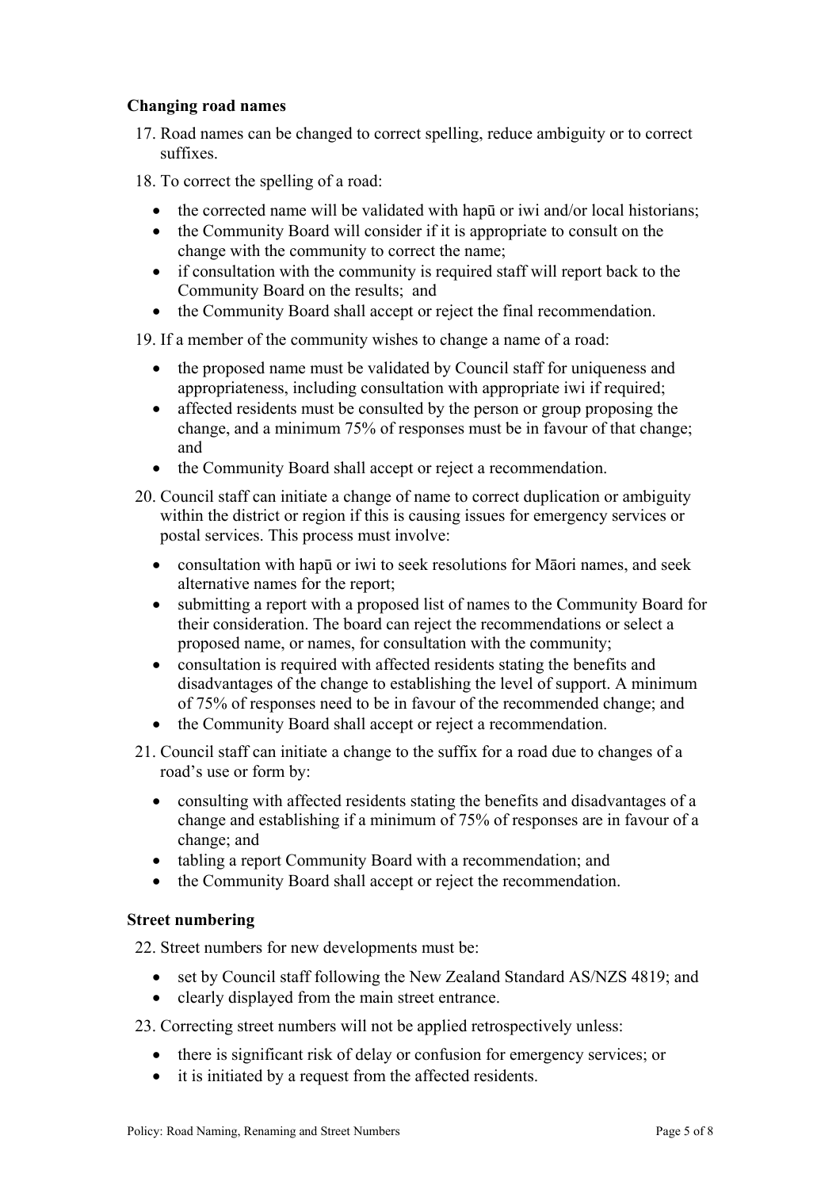### Changing road names

17. Road names can be changed to correct spelling, reduce ambiguity or to correct suffixes.

18. To correct the spelling of a road:
    - the corrected name will be validated with hapū or iwi and/or local historians;
    - the Community Board will consider if it is appropriate to consult on the change with the community to correct the name;
    - if consultation with the community is required staff will report back to the Community Board on the results; and
    - the Community Board shall accept or reject the final recommendation.

19. If a member of the community wishes to change a name of a road:
    - the proposed name must be validated by Council staff for uniqueness and appropriateness, including consultation with appropriate iwi if required;
    - affected residents must be consulted by the person or group proposing the change, and a minimum 75% of responses must be in favour of that change; and
    - the Community Board shall accept or reject a recommendation.

20. Council staff can initiate a change of name to correct duplication or ambiguity within the district or region if this is causing issues for emergency services or postal services. This process must involve:
    - consultation with hapū or iwi to seek resolutions for Māori names, and seek alternative names for the report;
    - submitting a report with a proposed list of names to the Community Board for their consideration. The board can reject the recommendations or select a proposed name, or names, for consultation with the community;
    - consultation is required with affected residents stating the benefits and disadvantages of the change to establishing the level of support. A minimum of 75% of responses need to be in favour of the recommended change; and
    - the Community Board shall accept or reject a recommendation.

21. Council staff can initiate a change to the suffix for a road due to changes of a road's use or form by:
    - consulting with affected residents stating the benefits and disadvantages of a change and establishing if a minimum of 75% of responses are in favour of a change; and
    - tabling a report Community Board with a recommendation; and
    - the Community Board shall accept or reject the recommendation.

### Street numbering

22. Street numbers for new developments must be:
    - set by Council staff following the New Zealand Standard AS/NZS 4819; and
    - clearly displayed from the main street entrance.

23. Correcting street numbers will not be applied retrospectively unless:
    - there is significant risk of delay or confusion for emergency services; or
    - it is initiated by a request from the affected residents.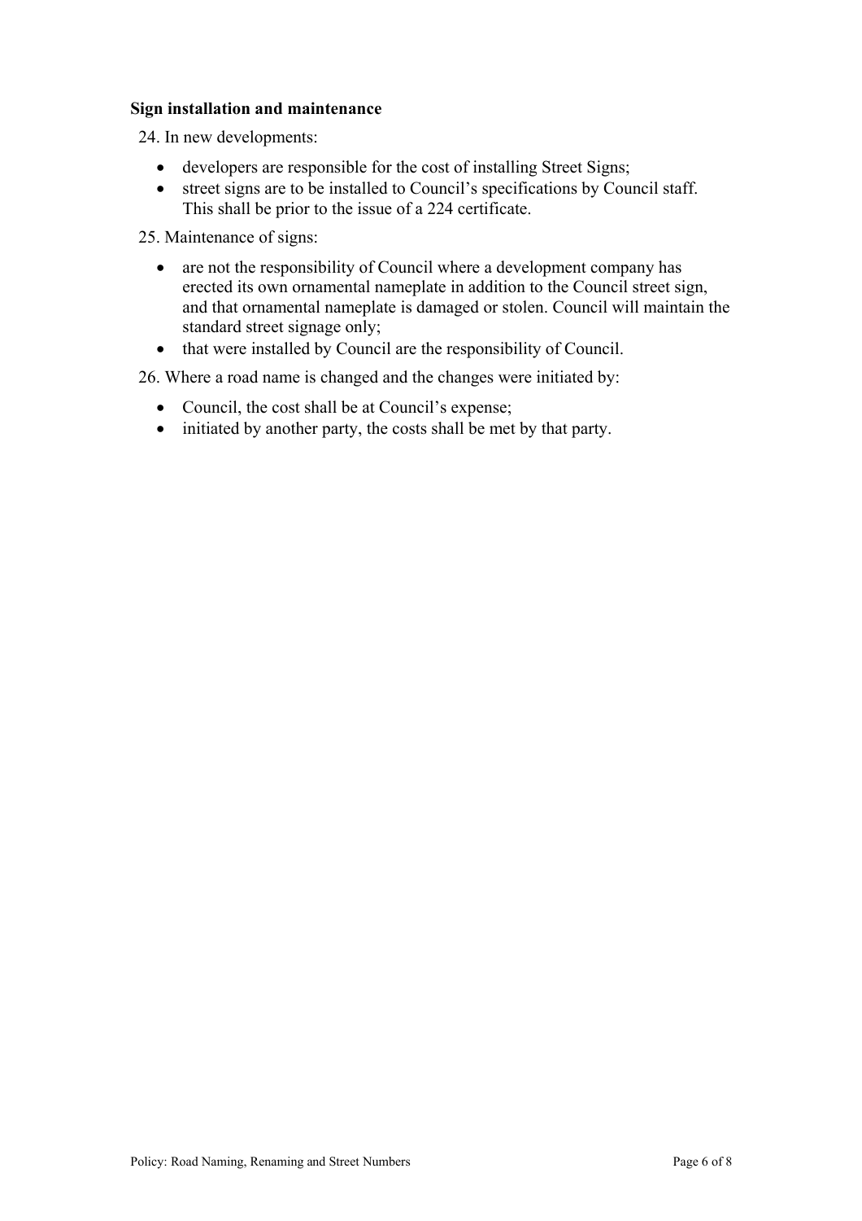**Sign installation and maintenance**

24. In new developments:

- developers are responsible for the cost of installing Street Signs;
- street signs are to be installed to Council's specifications by Council staff. This shall be prior to the issue of a 224 certificate.

25. Maintenance of signs:

- are not the responsibility of Council where a development company has erected its own ornamental nameplate in addition to the Council street sign, and that ornamental nameplate is damaged or stolen. Council will maintain the standard street signage only;
- that were installed by Council are the responsibility of Council.

26. Where a road name is changed and the changes were initiated by:

- Council, the cost shall be at Council's expense;
- initiated by another party, the costs shall be met by that party.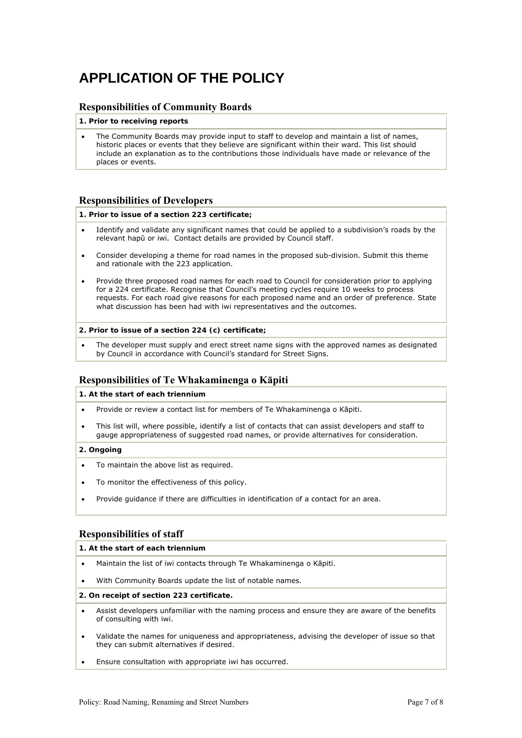# APPLICATION OF THE POLICY

## Responsibilities of Community Boards

**1. Prior to receiving reports**

- The Community Boards may provide input to staff to develop and maintain a list of names, historic places or events that they believe are significant within their ward. This list should include an explanation as to the contributions those individuals have made or relevance of the places or events.

## Responsibilities of Developers

**1. Prior to issue of a section 223 certificate;**

- Identify and validate any significant names that could be applied to a subdivision's roads by the relevant hapū or iwi. Contact details are provided by Council staff.
- Consider developing a theme for road names in the proposed sub-division. Submit this theme and rationale with the 223 application.
- Provide three proposed road names for each road to Council for consideration prior to applying for a 224 certificate. Recognise that Council's meeting cycles require 10 weeks to process requests. For each road give reasons for each proposed name and an order of preference. State what discussion has been had with iwi representatives and the outcomes.

**2. Prior to issue of a section 224 (c) certificate;**

- The developer must supply and erect street name signs with the approved names as designated by Council in accordance with Council's standard for Street Signs.

## Responsibilities of Te Whakaminenga o Kāpiti

**1. At the start of each triennium**

- Provide or review a contact list for members of Te Whakaminenga o Kāpiti.
- This list will, where possible, identify a list of contacts that can assist developers and staff to gauge appropriateness of suggested road names, or provide alternatives for consideration.

**2. Ongoing**

- To maintain the above list as required.
- To monitor the effectiveness of this policy.
- Provide guidance if there are difficulties in identification of a contact for an area.

## Responsibilities of staff

**1. At the start of each triennium**

- Maintain the list of iwi contacts through Te Whakaminenga o Kāpiti.
- With Community Boards update the list of notable names.

**2. On receipt of section 223 certificate.**

- Assist developers unfamiliar with the naming process and ensure they are aware of the benefits of consulting with iwi.
- Validate the names for uniqueness and appropriateness, advising the developer of issue so that they can submit alternatives if desired.
- Ensure consultation with appropriate iwi has occurred.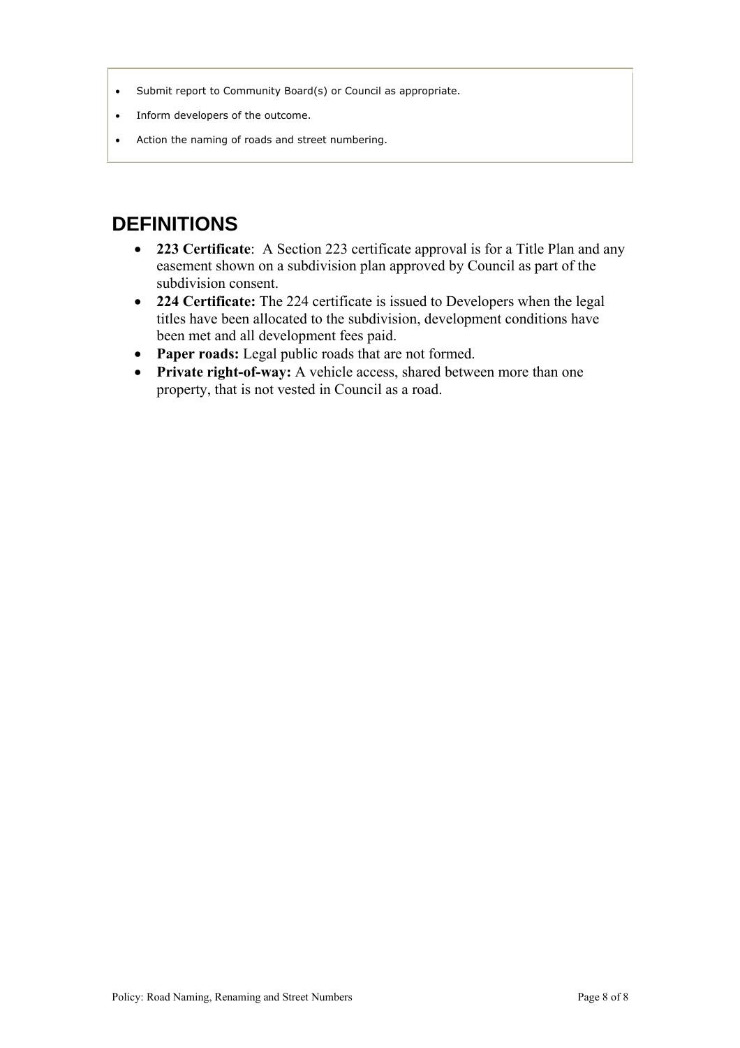- Submit report to Community Board(s) or Council as appropriate.
- Inform developers of the outcome.
- Action the naming of roads and street numbering.

## DEFINITIONS

- **223 Certificate**: A Section 223 certificate approval is for a Title Plan and any easement shown on a subdivision plan approved by Council as part of the subdivision consent.
- **224 Certificate:** The 224 certificate is issued to Developers when the legal titles have been allocated to the subdivision, development conditions have been met and all development fees paid.
- **Paper roads:** Legal public roads that are not formed.
- **Private right-of-way:** A vehicle access, shared between more than one property, that is not vested in Council as a road.